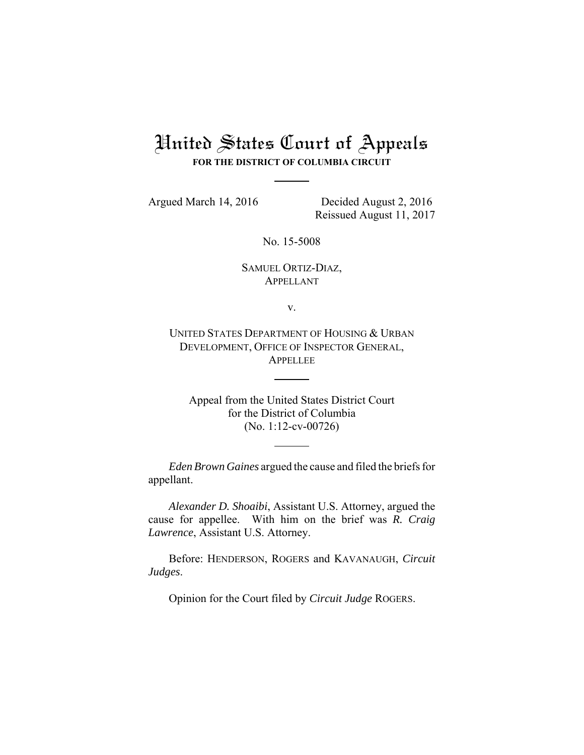# United States Court of Appeals

**FOR THE DISTRICT OF COLUMBIA CIRCUIT**

Argued March 14, 2016 Decided August 2, 2016

Reissued August 11, 2017

No. 15-5008

SAMUEL ORTIZ-DIAZ,
APPELLANT

v.

UNITED STATES DEPARTMENT OF HOUSING & URBAN DEVELOPMENT, OFFICE OF INSPECTOR GENERAL,
APPELLEE

Appeal from the United States District Court
for the District of Columbia
(No. 1:12-cv-00726)

*Eden Brown Gaines* argued the cause and filed the briefs for appellant.

*Alexander D. Shoaibi*, Assistant U.S. Attorney, argued the cause for appellee. With him on the brief was *R. Craig Lawrence*, Assistant U.S. Attorney.

Before: HENDERSON, ROGERS and KAVANAUGH, *Circuit Judges*.

Opinion for the Court filed by *Circuit Judge* ROGERS.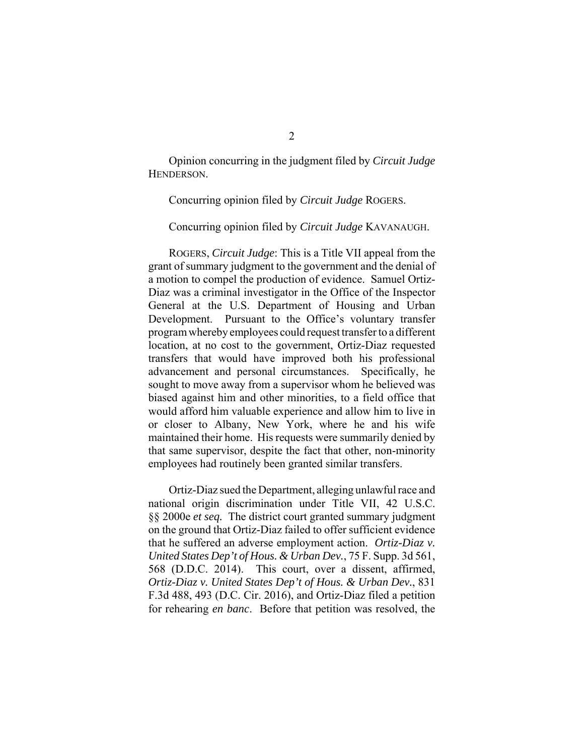Opinion concurring in the judgment filed by *Circuit Judge* HENDERSON.

Concurring opinion filed by *Circuit Judge* ROGERS.

Concurring opinion filed by *Circuit Judge* KAVANAUGH.

ROGERS, *Circuit Judge*: This is a Title VII appeal from the grant of summary judgment to the government and the denial of a motion to compel the production of evidence. Samuel Ortiz-Diaz was a criminal investigator in the Office of the Inspector General at the U.S. Department of Housing and Urban Development. Pursuant to the Office's voluntary transfer program whereby employees could request transfer to a different location, at no cost to the government, Ortiz-Diaz requested transfers that would have improved both his professional advancement and personal circumstances. Specifically, he sought to move away from a supervisor whom he believed was biased against him and other minorities, to a field office that would afford him valuable experience and allow him to live in or closer to Albany, New York, where he and his wife maintained their home. His requests were summarily denied by that same supervisor, despite the fact that other, non-minority employees had routinely been granted similar transfers.

Ortiz-Diaz sued the Department, alleging unlawful race and national origin discrimination under Title VII, 42 U.S.C. §§ 2000e *et seq.* The district court granted summary judgment on the ground that Ortiz-Diaz failed to offer sufficient evidence that he suffered an adverse employment action. *Ortiz-Diaz v. United States Dep't of Hous. & Urban Dev.*, 75 F. Supp. 3d 561, 568 (D.D.C. 2014). This court, over a dissent, affirmed, *Ortiz-Diaz v. United States Dep't of Hous. & Urban Dev.*, 831 F.3d 488, 493 (D.C. Cir. 2016), and Ortiz-Diaz filed a petition for rehearing *en banc*. Before that petition was resolved, the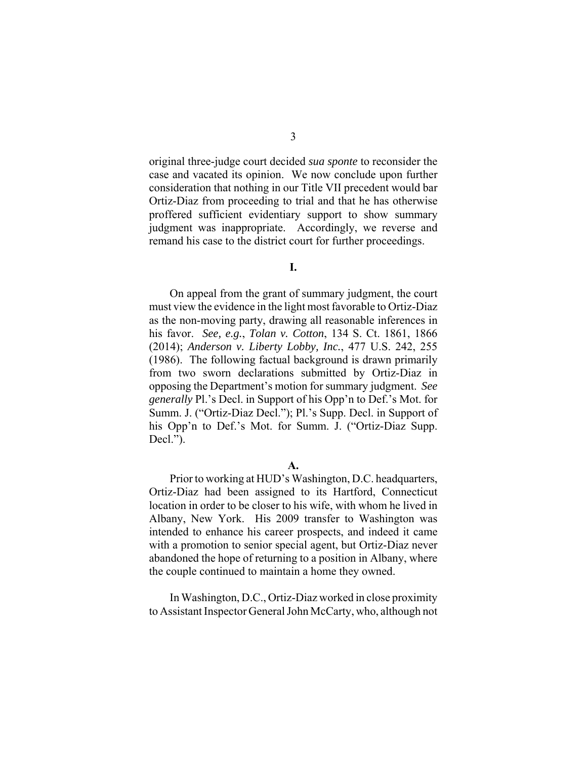original three-judge court decided *sua sponte* to reconsider the case and vacated its opinion. We now conclude upon further consideration that nothing in our Title VII precedent would bar Ortiz-Diaz from proceeding to trial and that he has otherwise proffered sufficient evidentiary support to show summary judgment was inappropriate. Accordingly, we reverse and remand his case to the district court for further proceedings.

## I.

On appeal from the grant of summary judgment, the court must view the evidence in the light most favorable to Ortiz-Diaz as the non-moving party, drawing all reasonable inferences in his favor. *See, e.g.*, *Tolan v. Cotton*, 134 S. Ct. 1861, 1866 (2014); *Anderson v. Liberty Lobby, Inc.*, 477 U.S. 242, 255 (1986). The following factual background is drawn primarily from two sworn declarations submitted by Ortiz-Diaz in opposing the Department's motion for summary judgment. *See generally* Pl.'s Decl. in Support of his Opp'n to Def.'s Mot. for Summ. J. ("Ortiz-Diaz Decl."); Pl.'s Supp. Decl. in Support of his Opp'n to Def.'s Mot. for Summ. J. ("Ortiz-Diaz Supp. Decl.").

### A.

Prior to working at HUD's Washington, D.C. headquarters, Ortiz-Diaz had been assigned to its Hartford, Connecticut location in order to be closer to his wife, with whom he lived in Albany, New York. His 2009 transfer to Washington was intended to enhance his career prospects, and indeed it came with a promotion to senior special agent, but Ortiz-Diaz never abandoned the hope of returning to a position in Albany, where the couple continued to maintain a home they owned.

In Washington, D.C., Ortiz-Diaz worked in close proximity to Assistant Inspector General John McCarty, who, although not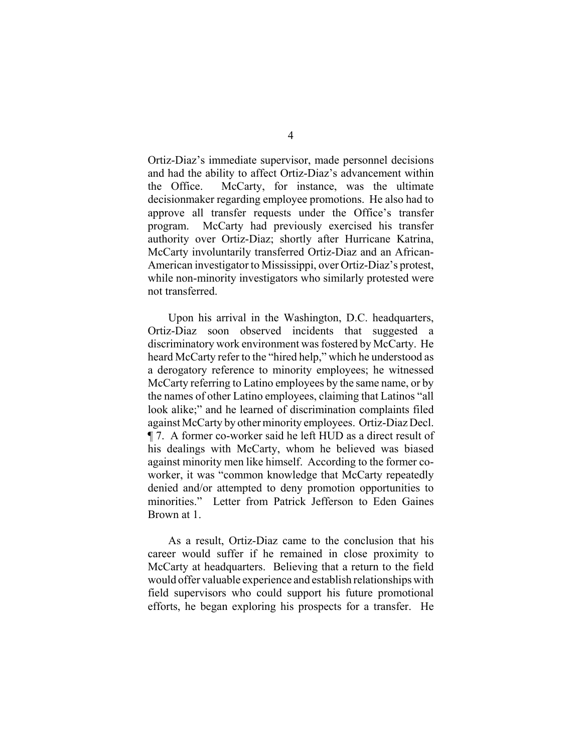Ortiz-Diaz's immediate supervisor, made personnel decisions and had the ability to affect Ortiz-Diaz's advancement within the Office. McCarty, for instance, was the ultimate decisionmaker regarding employee promotions. He also had to approve all transfer requests under the Office's transfer program. McCarty had previously exercised his transfer authority over Ortiz-Diaz; shortly after Hurricane Katrina, McCarty involuntarily transferred Ortiz-Diaz and an African-American investigator to Mississippi, over Ortiz-Diaz's protest, while non-minority investigators who similarly protested were not transferred.

Upon his arrival in the Washington, D.C. headquarters, Ortiz-Diaz soon observed incidents that suggested a discriminatory work environment was fostered by McCarty. He heard McCarty refer to the "hired help," which he understood as a derogatory reference to minority employees; he witnessed McCarty referring to Latino employees by the same name, or by the names of other Latino employees, claiming that Latinos "all look alike;" and he learned of discrimination complaints filed against McCarty by other minority employees. Ortiz-Diaz Decl. ¶ 7. A former co-worker said he left HUD as a direct result of his dealings with McCarty, whom he believed was biased against minority men like himself. According to the former co-worker, it was "common knowledge that McCarty repeatedly denied and/or attempted to deny promotion opportunities to minorities." Letter from Patrick Jefferson to Eden Gaines Brown at 1.

As a result, Ortiz-Diaz came to the conclusion that his career would suffer if he remained in close proximity to McCarty at headquarters. Believing that a return to the field would offer valuable experience and establish relationships with field supervisors who could support his future promotional efforts, he began exploring his prospects for a transfer. He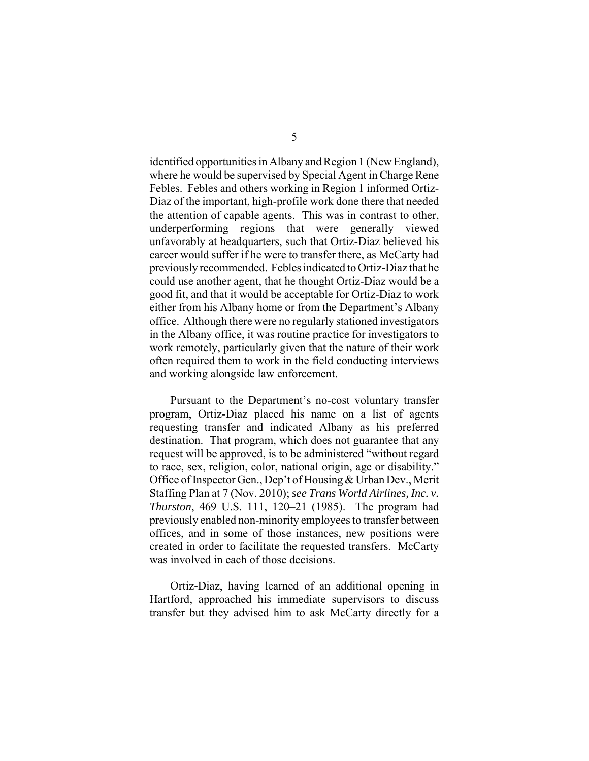identified opportunities in Albany and Region 1 (New England), where he would be supervised by Special Agent in Charge Rene Febles. Febles and others working in Region 1 informed Ortiz-Diaz of the important, high-profile work done there that needed the attention of capable agents. This was in contrast to other, underperforming regions that were generally viewed unfavorably at headquarters, such that Ortiz-Diaz believed his career would suffer if he were to transfer there, as McCarty had previously recommended. Febles indicated to Ortiz-Diaz that he could use another agent, that he thought Ortiz-Diaz would be a good fit, and that it would be acceptable for Ortiz-Diaz to work either from his Albany home or from the Department's Albany office. Although there were no regularly stationed investigators in the Albany office, it was routine practice for investigators to work remotely, particularly given that the nature of their work often required them to work in the field conducting interviews and working alongside law enforcement.

Pursuant to the Department's no-cost voluntary transfer program, Ortiz-Diaz placed his name on a list of agents requesting transfer and indicated Albany as his preferred destination. That program, which does not guarantee that any request will be approved, is to be administered "without regard to race, sex, religion, color, national origin, age or disability." Office of Inspector Gen., Dep't of Housing & Urban Dev., Merit Staffing Plan at 7 (Nov. 2010); *see Trans World Airlines, Inc. v. Thurston*, 469 U.S. 111, 120–21 (1985). The program had previously enabled non-minority employees to transfer between offices, and in some of those instances, new positions were created in order to facilitate the requested transfers. McCarty was involved in each of those decisions.

Ortiz-Diaz, having learned of an additional opening in Hartford, approached his immediate supervisors to discuss transfer but they advised him to ask McCarty directly for a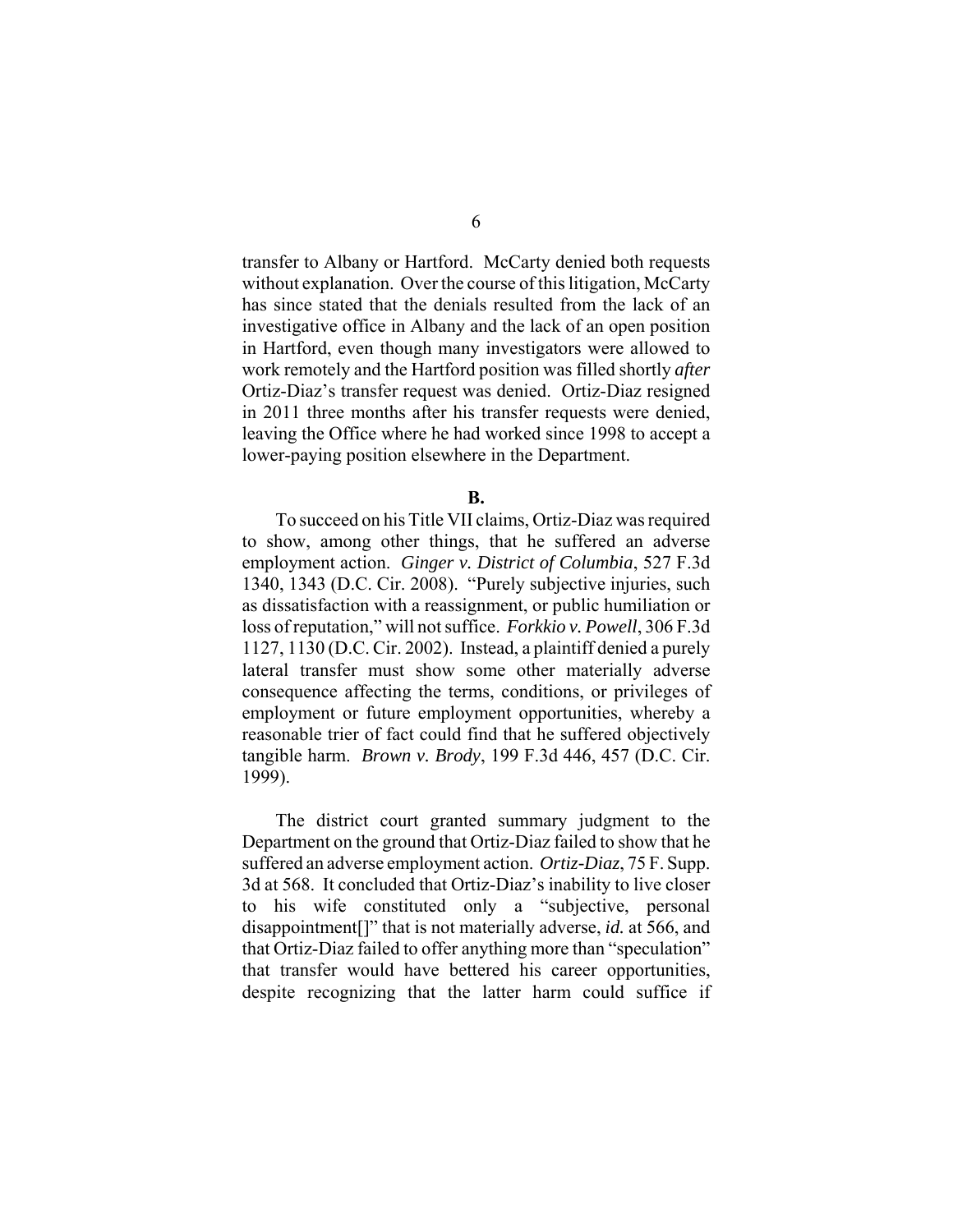transfer to Albany or Hartford. McCarty denied both requests without explanation. Over the course of this litigation, McCarty has since stated that the denials resulted from the lack of an investigative office in Albany and the lack of an open position in Hartford, even though many investigators were allowed to work remotely and the Hartford position was filled shortly *after* Ortiz-Diaz's transfer request was denied. Ortiz-Diaz resigned in 2011 three months after his transfer requests were denied, leaving the Office where he had worked since 1998 to accept a lower-paying position elsewhere in the Department.

**B.**

To succeed on his Title VII claims, Ortiz-Diaz was required to show, among other things, that he suffered an adverse employment action. *Ginger v. District of Columbia*, 527 F.3d 1340, 1343 (D.C. Cir. 2008). "Purely subjective injuries, such as dissatisfaction with a reassignment, or public humiliation or loss of reputation," will not suffice. *Forkkio v. Powell*, 306 F.3d 1127, 1130 (D.C. Cir. 2002). Instead, a plaintiff denied a purely lateral transfer must show some other materially adverse consequence affecting the terms, conditions, or privileges of employment or future employment opportunities, whereby a reasonable trier of fact could find that he suffered objectively tangible harm. *Brown v. Brody*, 199 F.3d 446, 457 (D.C. Cir. 1999).

The district court granted summary judgment to the Department on the ground that Ortiz-Diaz failed to show that he suffered an adverse employment action. *Ortiz-Diaz*, 75 F. Supp. 3d at 568. It concluded that Ortiz-Diaz's inability to live closer to his wife constituted only a "subjective, personal disappointment[]" that is not materially adverse, *id.* at 566, and that Ortiz-Diaz failed to offer anything more than "speculation" that transfer would have bettered his career opportunities, despite recognizing that the latter harm could suffice if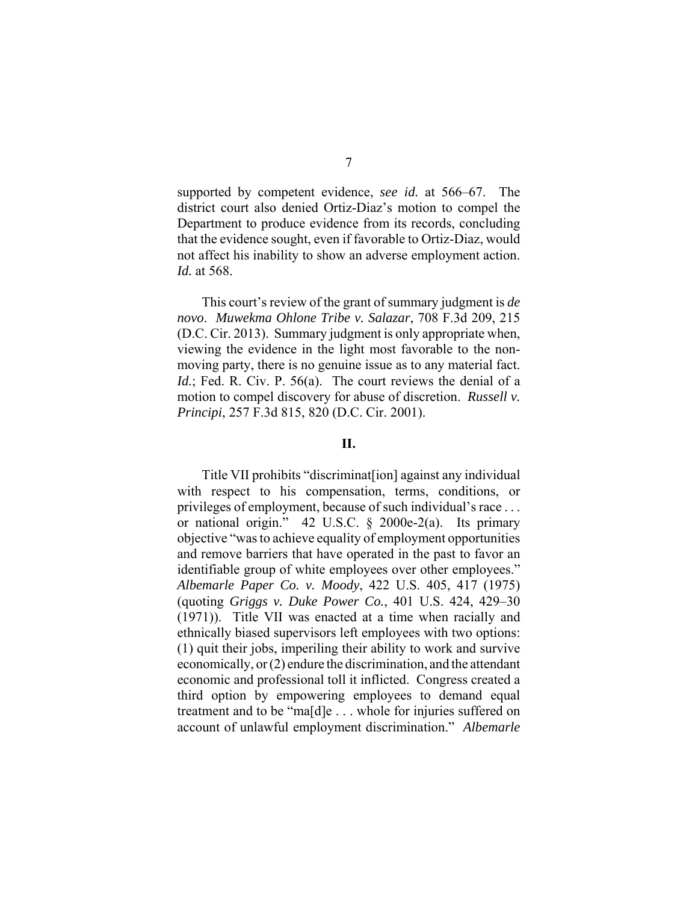supported by competent evidence, *see id.* at 566–67. The district court also denied Ortiz-Diaz's motion to compel the Department to produce evidence from its records, concluding that the evidence sought, even if favorable to Ortiz-Diaz, would not affect his inability to show an adverse employment action. *Id.* at 568.

This court's review of the grant of summary judgment is *de novo*. *Muwekma Ohlone Tribe v. Salazar*, 708 F.3d 209, 215 (D.C. Cir. 2013). Summary judgment is only appropriate when, viewing the evidence in the light most favorable to the non-moving party, there is no genuine issue as to any material fact. *Id.*; Fed. R. Civ. P. 56(a). The court reviews the denial of a motion to compel discovery for abuse of discretion. *Russell v. Principi*, 257 F.3d 815, 820 (D.C. Cir. 2001).

## II.

Title VII prohibits "discriminat[ion] against any individual with respect to his compensation, terms, conditions, or privileges of employment, because of such individual's race . . . or national origin." 42 U.S.C. § 2000e-2(a). Its primary objective "was to achieve equality of employment opportunities and remove barriers that have operated in the past to favor an identifiable group of white employees over other employees." *Albemarle Paper Co. v. Moody*, 422 U.S. 405, 417 (1975) (quoting *Griggs v. Duke Power Co.*, 401 U.S. 424, 429–30 (1971)). Title VII was enacted at a time when racially and ethnically biased supervisors left employees with two options: (1) quit their jobs, imperiling their ability to work and survive economically, or (2) endure the discrimination, and the attendant economic and professional toll it inflicted. Congress created a third option by empowering employees to demand equal treatment and to be "ma[d]e . . . whole for injuries suffered on account of unlawful employment discrimination." *Albemarle*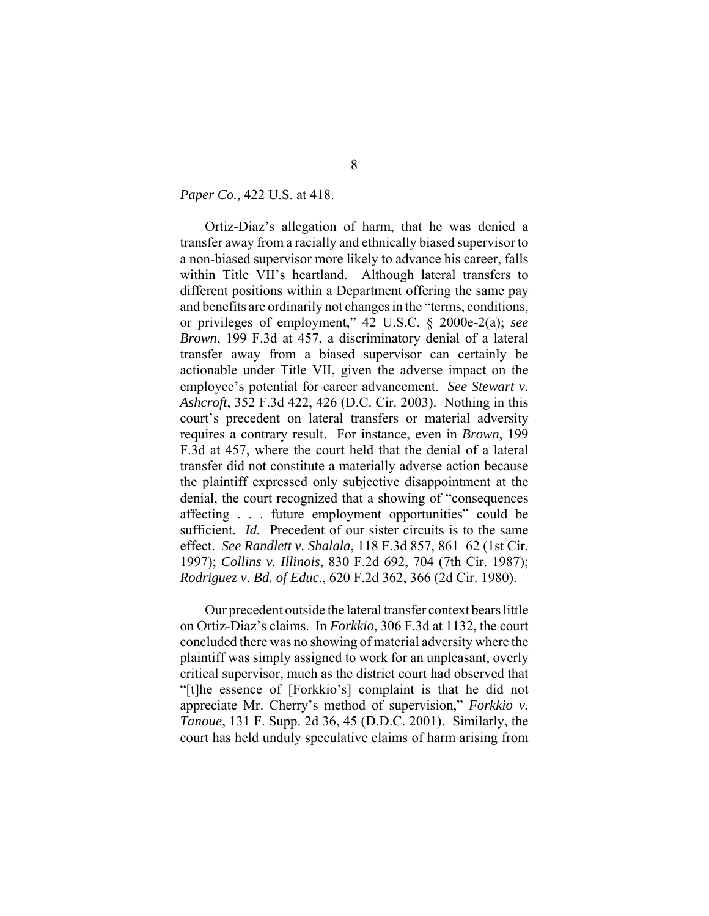*Paper Co.*, 422 U.S. at 418.

Ortiz-Diaz's allegation of harm, that he was denied a transfer away from a racially and ethnically biased supervisor to a non-biased supervisor more likely to advance his career, falls within Title VII's heartland. Although lateral transfers to different positions within a Department offering the same pay and benefits are ordinarily not changes in the "terms, conditions, or privileges of employment," 42 U.S.C. § 2000e-2(a); *see Brown*, 199 F.3d at 457, a discriminatory denial of a lateral transfer away from a biased supervisor can certainly be actionable under Title VII, given the adverse impact on the employee's potential for career advancement. *See Stewart v. Ashcroft*, 352 F.3d 422, 426 (D.C. Cir. 2003). Nothing in this court's precedent on lateral transfers or material adversity requires a contrary result. For instance, even in *Brown*, 199 F.3d at 457, where the court held that the denial of a lateral transfer did not constitute a materially adverse action because the plaintiff expressed only subjective disappointment at the denial, the court recognized that a showing of "consequences affecting . . . future employment opportunities" could be sufficient. *Id.* Precedent of our sister circuits is to the same effect. *See Randlett v. Shalala*, 118 F.3d 857, 861–62 (1st Cir. 1997); *Collins v. Illinois*, 830 F.2d 692, 704 (7th Cir. 1987); *Rodriguez v. Bd. of Educ.*, 620 F.2d 362, 366 (2d Cir. 1980).

Our precedent outside the lateral transfer context bears little on Ortiz-Diaz's claims. In *Forkkio*, 306 F.3d at 1132, the court concluded there was no showing of material adversity where the plaintiff was simply assigned to work for an unpleasant, overly critical supervisor, much as the district court had observed that "[t]he essence of [Forkkio's] complaint is that he did not appreciate Mr. Cherry's method of supervision," *Forkkio v. Tanoue*, 131 F. Supp. 2d 36, 45 (D.D.C. 2001). Similarly, the court has held unduly speculative claims of harm arising from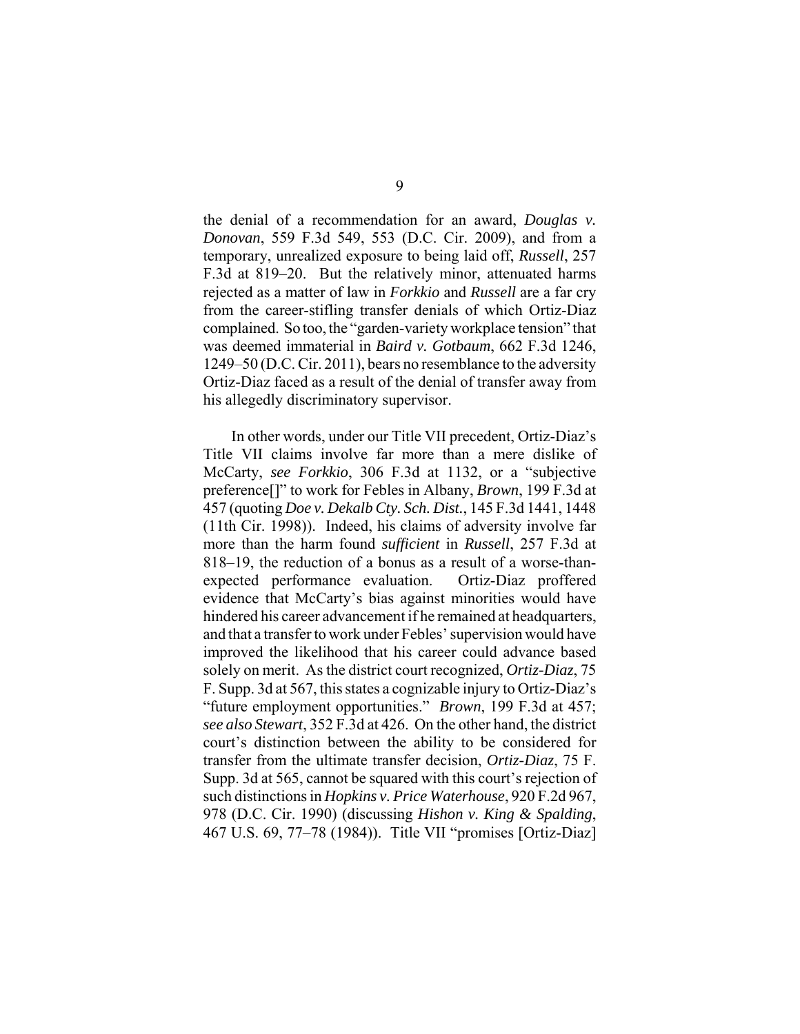the denial of a recommendation for an award, *Douglas v. Donovan*, 559 F.3d 549, 553 (D.C. Cir. 2009), and from a temporary, unrealized exposure to being laid off, *Russell*, 257 F.3d at 819–20. But the relatively minor, attenuated harms rejected as a matter of law in *Forkkio* and *Russell* are a far cry from the career-stifling transfer denials of which Ortiz-Diaz complained. So too, the "garden-variety workplace tension" that was deemed immaterial in *Baird v. Gotbaum*, 662 F.3d 1246, 1249–50 (D.C. Cir. 2011), bears no resemblance to the adversity Ortiz-Diaz faced as a result of the denial of transfer away from his allegedly discriminatory supervisor.

In other words, under our Title VII precedent, Ortiz-Diaz's Title VII claims involve far more than a mere dislike of McCarty, *see Forkkio*, 306 F.3d at 1132, or a "subjective preference[]" to work for Febles in Albany, *Brown*, 199 F.3d at 457 (quoting *Doe v. Dekalb Cty. Sch. Dist.*, 145 F.3d 1441, 1448 (11th Cir. 1998)). Indeed, his claims of adversity involve far more than the harm found *sufficient* in *Russell*, 257 F.3d at 818–19, the reduction of a bonus as a result of a worse-than-expected performance evaluation. Ortiz-Diaz proffered evidence that McCarty's bias against minorities would have hindered his career advancement if he remained at headquarters, and that a transfer to work under Febles' supervision would have improved the likelihood that his career could advance based solely on merit. As the district court recognized, *Ortiz-Diaz*, 75 F. Supp. 3d at 567, this states a cognizable injury to Ortiz-Diaz's "future employment opportunities." *Brown*, 199 F.3d at 457; *see also Stewart*, 352 F.3d at 426. On the other hand, the district court's distinction between the ability to be considered for transfer from the ultimate transfer decision, *Ortiz-Diaz*, 75 F. Supp. 3d at 565, cannot be squared with this court's rejection of such distinctions in *Hopkins v. Price Waterhouse*, 920 F.2d 967, 978 (D.C. Cir. 1990) (discussing *Hishon v. King & Spalding*, 467 U.S. 69, 77–78 (1984)). Title VII "promises [Ortiz-Diaz]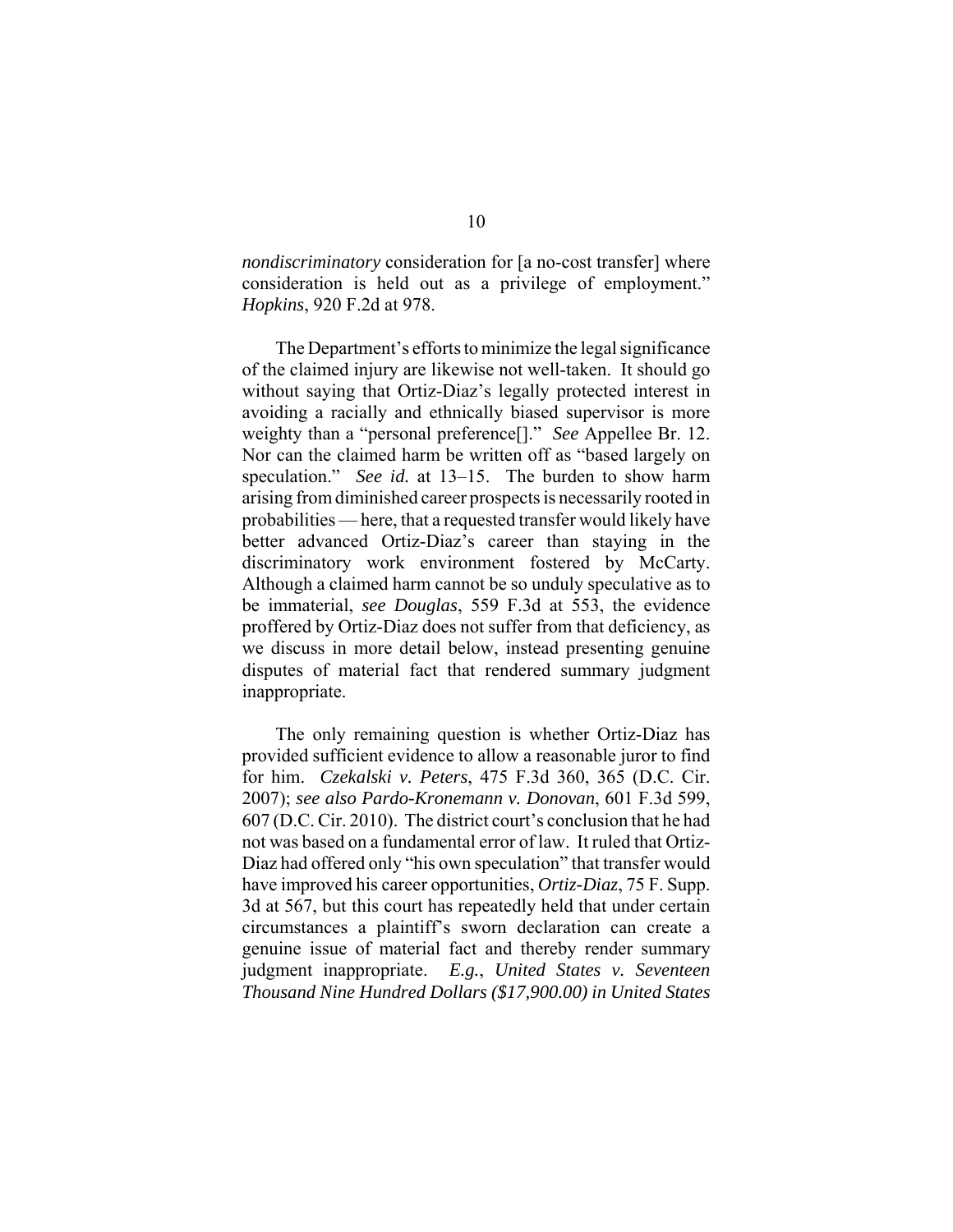*nondiscriminatory* consideration for [a no-cost transfer] where consideration is held out as a privilege of employment." *Hopkins*, 920 F.2d at 978.

The Department's efforts to minimize the legal significance of the claimed injury are likewise not well-taken. It should go without saying that Ortiz-Diaz's legally protected interest in avoiding a racially and ethnically biased supervisor is more weighty than a "personal preference[]." *See* Appellee Br. 12. Nor can the claimed harm be written off as "based largely on speculation." *See id.* at 13–15. The burden to show harm arising from diminished career prospects is necessarily rooted in probabilities — here, that a requested transfer would likely have better advanced Ortiz-Diaz's career than staying in the discriminatory work environment fostered by McCarty. Although a claimed harm cannot be so unduly speculative as to be immaterial, *see Douglas*, 559 F.3d at 553, the evidence proffered by Ortiz-Diaz does not suffer from that deficiency, as we discuss in more detail below, instead presenting genuine disputes of material fact that rendered summary judgment inappropriate.

The only remaining question is whether Ortiz-Diaz has provided sufficient evidence to allow a reasonable juror to find for him. *Czekalski v. Peters*, 475 F.3d 360, 365 (D.C. Cir. 2007); *see also Pardo-Kronemann v. Donovan*, 601 F.3d 599, 607 (D.C. Cir. 2010). The district court's conclusion that he had not was based on a fundamental error of law. It ruled that Ortiz-Diaz had offered only "his own speculation" that transfer would have improved his career opportunities, *Ortiz-Diaz*, 75 F. Supp. 3d at 567, but this court has repeatedly held that under certain circumstances a plaintiff's sworn declaration can create a genuine issue of material fact and thereby render summary judgment inappropriate. *E.g.*, *United States v. Seventeen Thousand Nine Hundred Dollars ($17,900.00) in United States*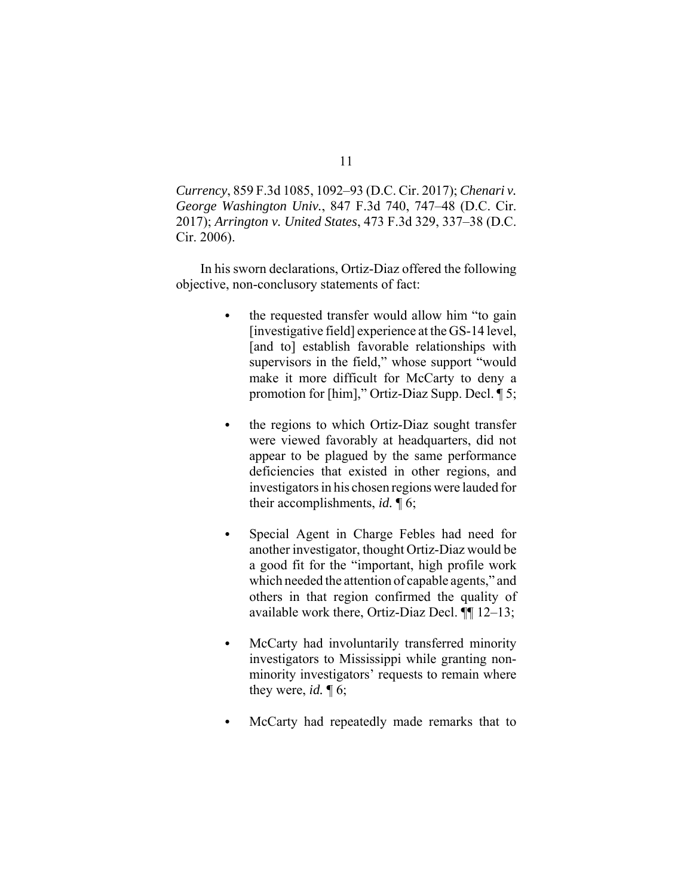*Currency*, 859 F.3d 1085, 1092–93 (D.C. Cir. 2017); *Chenari v. George Washington Univ.*, 847 F.3d 740, 747–48 (D.C. Cir. 2017); *Arrington v. United States*, 473 F.3d 329, 337–38 (D.C. Cir. 2006).

In his sworn declarations, Ortiz-Diaz offered the following objective, non-conclusory statements of fact:

- the requested transfer would allow him "to gain [investigative field] experience at the GS-14 level, [and to] establish favorable relationships with supervisors in the field," whose support "would make it more difficult for McCarty to deny a promotion for [him]," Ortiz-Diaz Supp. Decl. ¶ 5;

- the regions to which Ortiz-Diaz sought transfer were viewed favorably at headquarters, did not appear to be plagued by the same performance deficiencies that existed in other regions, and investigators in his chosen regions were lauded for their accomplishments, *id.* ¶ 6;

- Special Agent in Charge Febles had need for another investigator, thought Ortiz-Diaz would be a good fit for the "important, high profile work which needed the attention of capable agents," and others in that region confirmed the quality of available work there, Ortiz-Diaz Decl. ¶¶ 12–13;

- McCarty had involuntarily transferred minority investigators to Mississippi while granting non-minority investigators' requests to remain where they were, *id.* ¶ 6;

- McCarty had repeatedly made remarks that to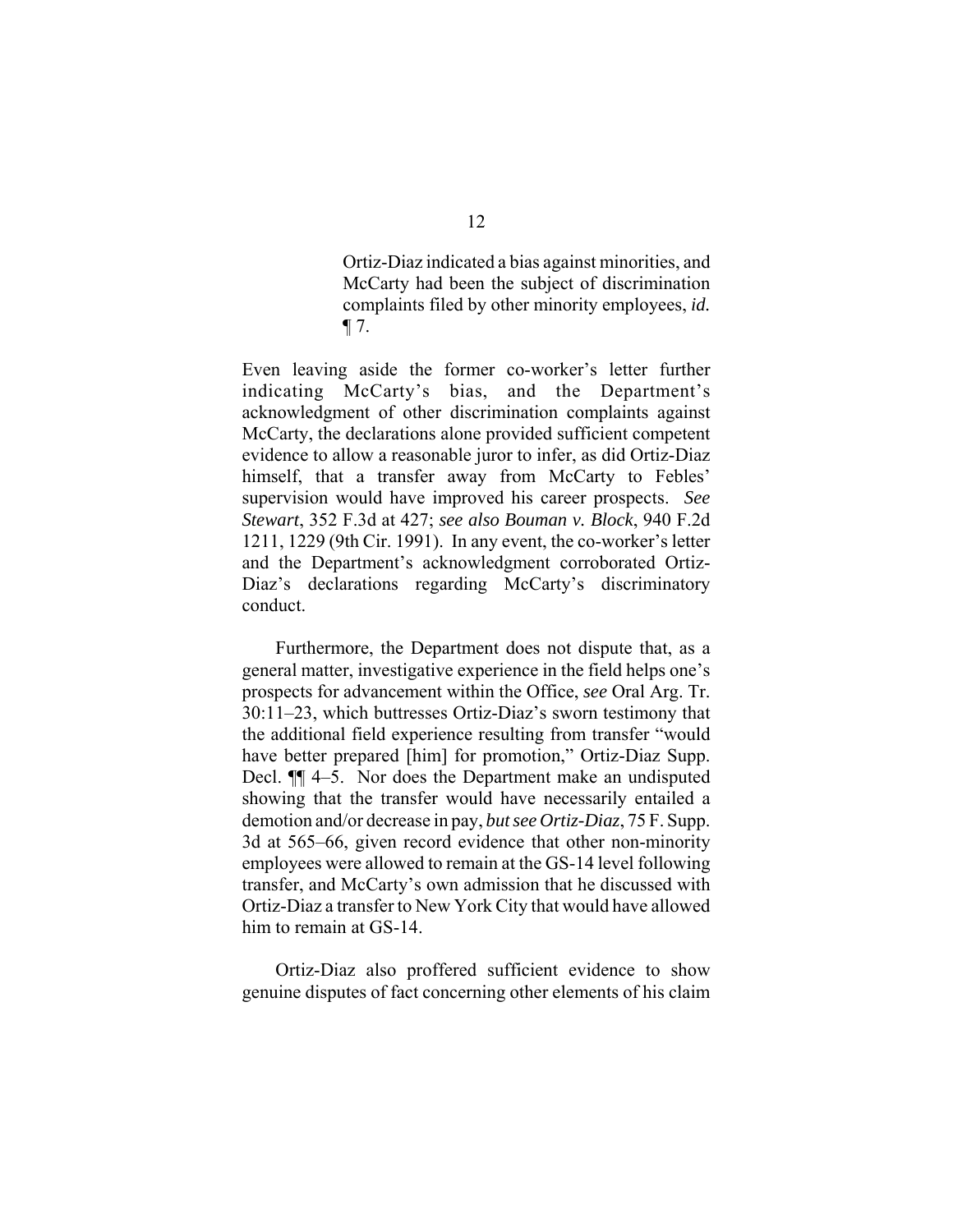> Ortiz-Diaz indicated a bias against minorities, and McCarty had been the subject of discrimination complaints filed by other minority employees, *id.* ¶ 7.

Even leaving aside the former co-worker's letter further indicating McCarty's bias, and the Department's acknowledgment of other discrimination complaints against McCarty, the declarations alone provided sufficient competent evidence to allow a reasonable juror to infer, as did Ortiz-Diaz himself, that a transfer away from McCarty to Febles' supervision would have improved his career prospects. *See Stewart*, 352 F.3d at 427; *see also Bouman v. Block*, 940 F.2d 1211, 1229 (9th Cir. 1991). In any event, the co-worker's letter and the Department's acknowledgment corroborated Ortiz-Diaz's declarations regarding McCarty's discriminatory conduct.

Furthermore, the Department does not dispute that, as a general matter, investigative experience in the field helps one's prospects for advancement within the Office, *see* Oral Arg. Tr. 30:11–23, which buttresses Ortiz-Diaz's sworn testimony that the additional field experience resulting from transfer "would have better prepared [him] for promotion," Ortiz-Diaz Supp. Decl. ¶¶ 4–5. Nor does the Department make an undisputed showing that the transfer would have necessarily entailed a demotion and/or decrease in pay, *but see Ortiz-Diaz*, 75 F. Supp. 3d at 565–66, given record evidence that other non-minority employees were allowed to remain at the GS-14 level following transfer, and McCarty's own admission that he discussed with Ortiz-Diaz a transfer to New York City that would have allowed him to remain at GS-14.

Ortiz-Diaz also proffered sufficient evidence to show genuine disputes of fact concerning other elements of his claim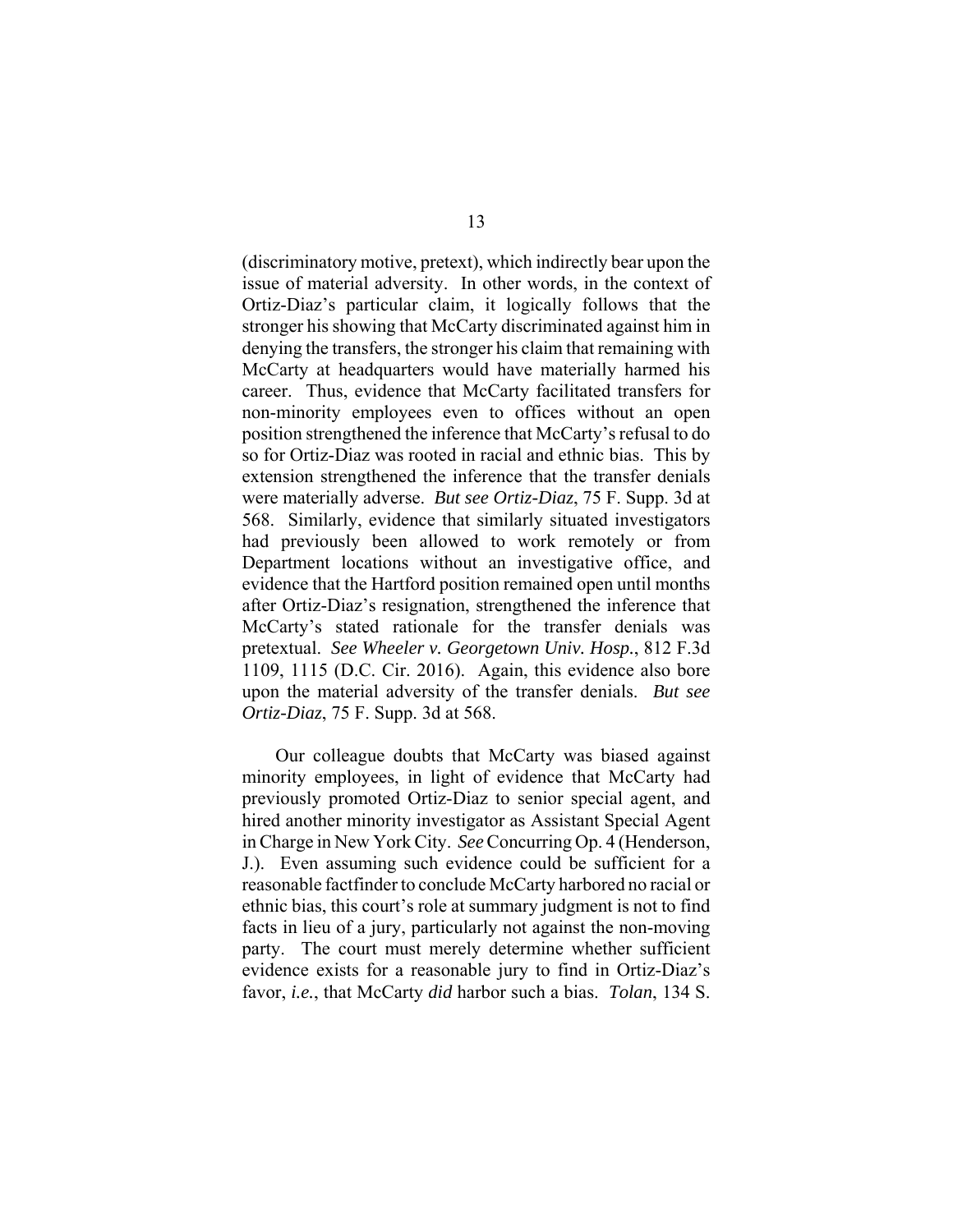(discriminatory motive, pretext), which indirectly bear upon the issue of material adversity. In other words, in the context of Ortiz-Diaz's particular claim, it logically follows that the stronger his showing that McCarty discriminated against him in denying the transfers, the stronger his claim that remaining with McCarty at headquarters would have materially harmed his career. Thus, evidence that McCarty facilitated transfers for non-minority employees even to offices without an open position strengthened the inference that McCarty's refusal to do so for Ortiz-Diaz was rooted in racial and ethnic bias. This by extension strengthened the inference that the transfer denials were materially adverse. *But see Ortiz-Diaz*, 75 F. Supp. 3d at 568. Similarly, evidence that similarly situated investigators had previously been allowed to work remotely or from Department locations without an investigative office, and evidence that the Hartford position remained open until months after Ortiz-Diaz's resignation, strengthened the inference that McCarty's stated rationale for the transfer denials was pretextual. *See Wheeler v. Georgetown Univ. Hosp.*, 812 F.3d 1109, 1115 (D.C. Cir. 2016). Again, this evidence also bore upon the material adversity of the transfer denials. *But see Ortiz-Diaz*, 75 F. Supp. 3d at 568.

Our colleague doubts that McCarty was biased against minority employees, in light of evidence that McCarty had previously promoted Ortiz-Diaz to senior special agent, and hired another minority investigator as Assistant Special Agent in Charge in New York City. *See* Concurring Op. 4 (Henderson, J.). Even assuming such evidence could be sufficient for a reasonable factfinder to conclude McCarty harbored no racial or ethnic bias, this court's role at summary judgment is not to find facts in lieu of a jury, particularly not against the non-moving party. The court must merely determine whether sufficient evidence exists for a reasonable jury to find in Ortiz-Diaz's favor, *i.e.*, that McCarty *did* harbor such a bias. *Tolan*, 134 S.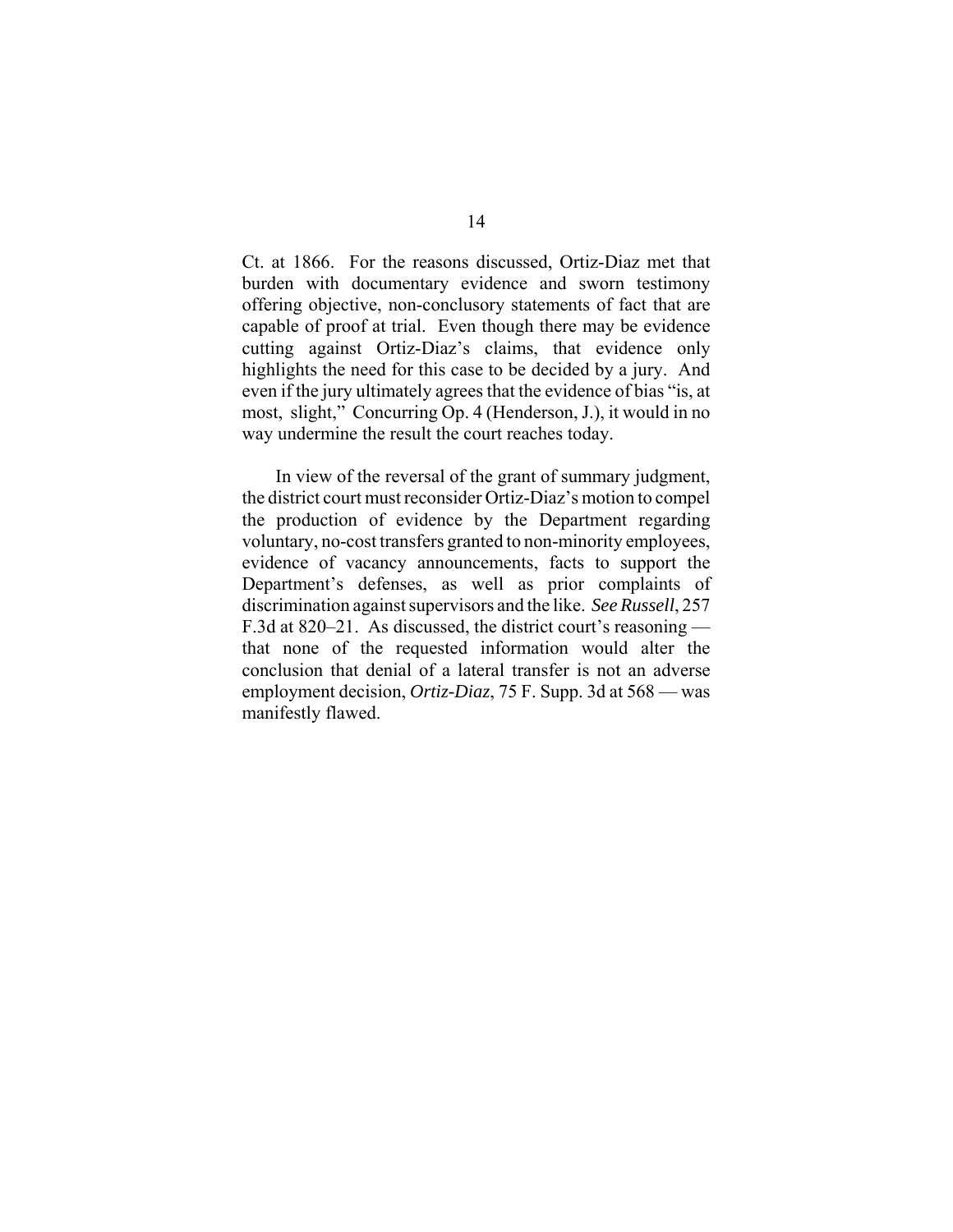Ct. at 1866. For the reasons discussed, Ortiz-Diaz met that burden with documentary evidence and sworn testimony offering objective, non-conclusory statements of fact that are capable of proof at trial. Even though there may be evidence cutting against Ortiz-Diaz's claims, that evidence only highlights the need for this case to be decided by a jury. And even if the jury ultimately agrees that the evidence of bias "is, at most, slight," Concurring Op. 4 (Henderson, J.), it would in no way undermine the result the court reaches today.

In view of the reversal of the grant of summary judgment, the district court must reconsider Ortiz-Diaz's motion to compel the production of evidence by the Department regarding voluntary, no-cost transfers granted to non-minority employees, evidence of vacancy announcements, facts to support the Department's defenses, as well as prior complaints of discrimination against supervisors and the like. *See Russell*, 257 F.3d at 820–21. As discussed, the district court's reasoning — that none of the requested information would alter the conclusion that denial of a lateral transfer is not an adverse employment decision, *Ortiz-Diaz*, 75 F. Supp. 3d at 568 — was manifestly flawed.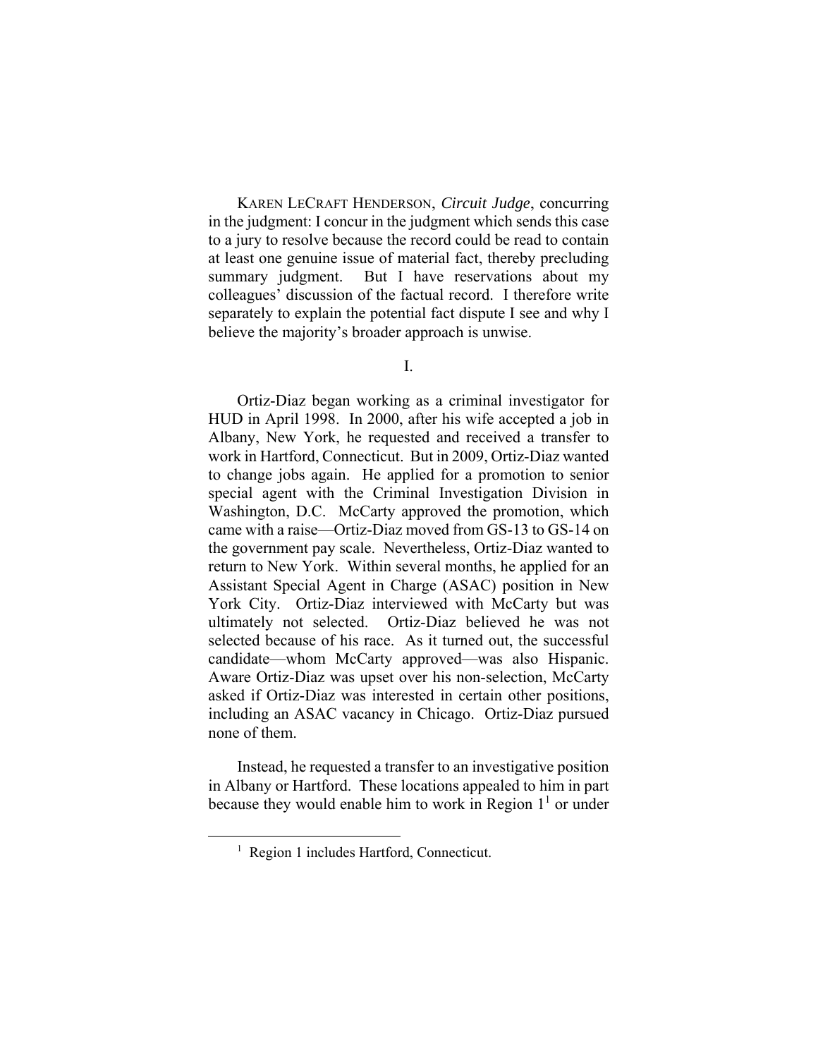KAREN LECRAFT HENDERSON, *Circuit Judge*, concurring in the judgment: I concur in the judgment which sends this case to a jury to resolve because the record could be read to contain at least one genuine issue of material fact, thereby precluding summary judgment. But I have reservations about my colleagues' discussion of the factual record. I therefore write separately to explain the potential fact dispute I see and why I believe the majority's broader approach is unwise.

I.

Ortiz-Diaz began working as a criminal investigator for HUD in April 1998. In 2000, after his wife accepted a job in Albany, New York, he requested and received a transfer to work in Hartford, Connecticut. But in 2009, Ortiz-Diaz wanted to change jobs again. He applied for a promotion to senior special agent with the Criminal Investigation Division in Washington, D.C. McCarty approved the promotion, which came with a raise—Ortiz-Diaz moved from GS-13 to GS-14 on the government pay scale. Nevertheless, Ortiz-Diaz wanted to return to New York. Within several months, he applied for an Assistant Special Agent in Charge (ASAC) position in New York City. Ortiz-Diaz interviewed with McCarty but was ultimately not selected. Ortiz-Diaz believed he was not selected because of his race. As it turned out, the successful candidate—whom McCarty approved—was also Hispanic. Aware Ortiz-Diaz was upset over his non-selection, McCarty asked if Ortiz-Diaz was interested in certain other positions, including an ASAC vacancy in Chicago. Ortiz-Diaz pursued none of them.

Instead, he requested a transfer to an investigative position in Albany or Hartford. These locations appealed to him in part because they would enable him to work in Region 1[1] or under

[1] Region 1 includes Hartford, Connecticut.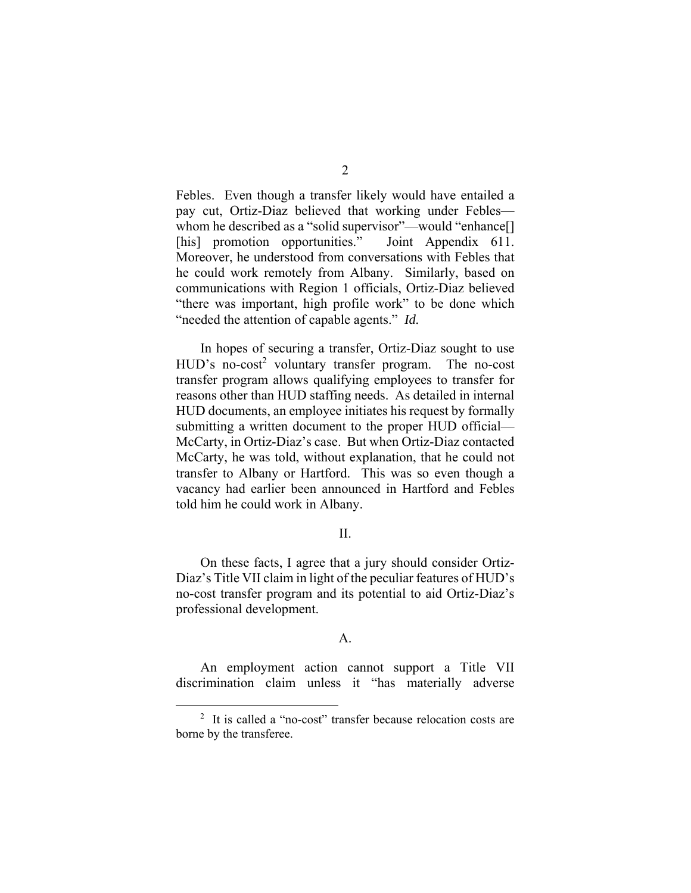Febles. Even though a transfer likely would have entailed a pay cut, Ortiz-Diaz believed that working under Febles—whom he described as a "solid supervisor"—would "enhance[] [his] promotion opportunities." Joint Appendix 611. Moreover, he understood from conversations with Febles that he could work remotely from Albany. Similarly, based on communications with Region 1 officials, Ortiz-Diaz believed "there was important, high profile work" to be done which "needed the attention of capable agents." *Id.*

In hopes of securing a transfer, Ortiz-Diaz sought to use HUD's no-cost[2] voluntary transfer program. The no-cost transfer program allows qualifying employees to transfer for reasons other than HUD staffing needs. As detailed in internal HUD documents, an employee initiates his request by formally submitting a written document to the proper HUD official—McCarty, in Ortiz-Diaz's case. But when Ortiz-Diaz contacted McCarty, he was told, without explanation, that he could not transfer to Albany or Hartford. This was so even though a vacancy had earlier been announced in Hartford and Febles told him he could work in Albany.

## II.

On these facts, I agree that a jury should consider Ortiz-Diaz's Title VII claim in light of the peculiar features of HUD's no-cost transfer program and its potential to aid Ortiz-Diaz's professional development.

### A.

An employment action cannot support a Title VII discrimination claim unless it "has materially adverse

[2] It is called a "no-cost" transfer because relocation costs are borne by the transferee.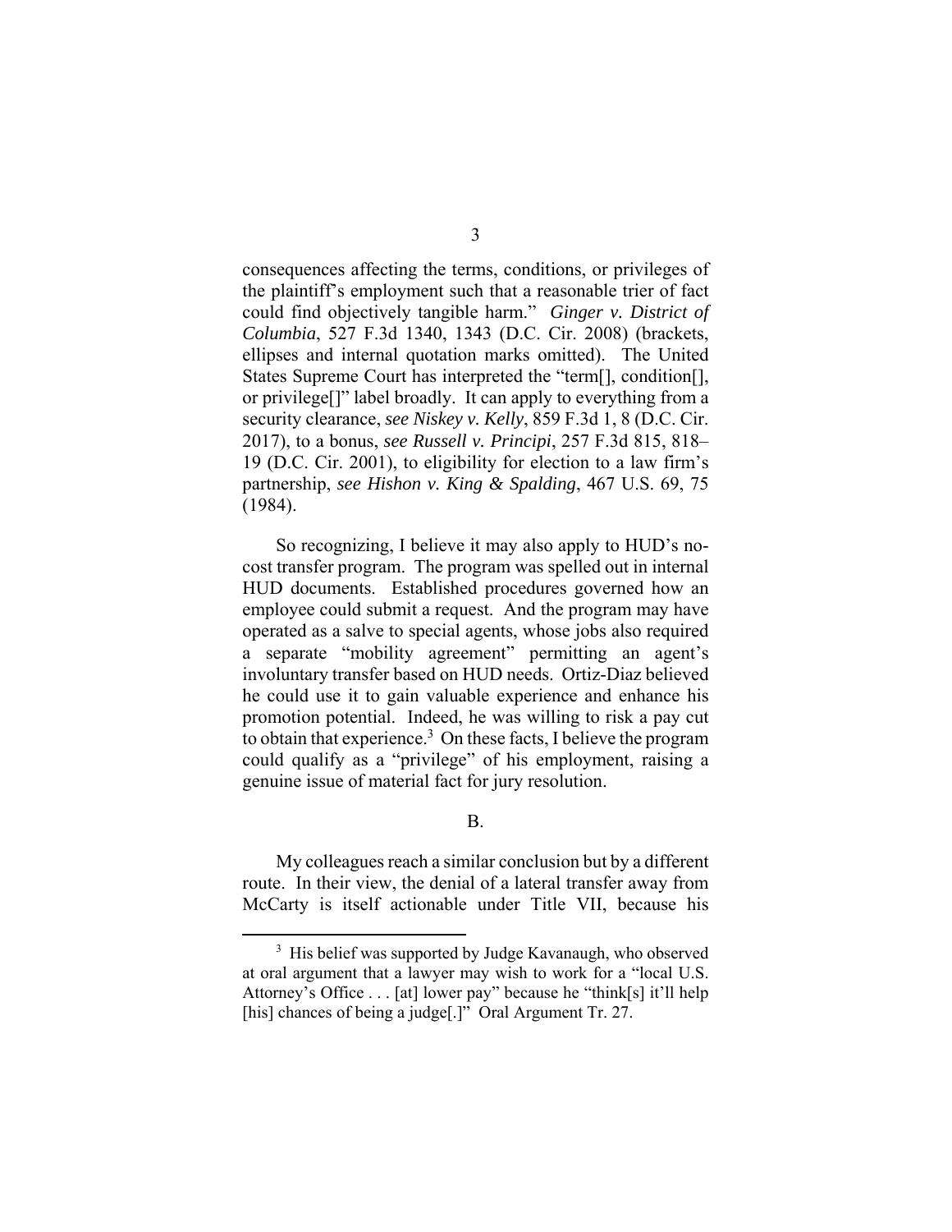consequences affecting the terms, conditions, or privileges of the plaintiff's employment such that a reasonable trier of fact could find objectively tangible harm." *Ginger v. District of Columbia*, 527 F.3d 1340, 1343 (D.C. Cir. 2008) (brackets, ellipses and internal quotation marks omitted). The United States Supreme Court has interpreted the "term[], condition[], or privilege[]" label broadly. It can apply to everything from a security clearance, *see Niskey v. Kelly*, 859 F.3d 1, 8 (D.C. Cir. 2017), to a bonus, *see Russell v. Principi*, 257 F.3d 815, 818–19 (D.C. Cir. 2001), to eligibility for election to a law firm's partnership, *see Hishon v. King & Spalding*, 467 U.S. 69, 75 (1984).

So recognizing, I believe it may also apply to HUD's no-cost transfer program. The program was spelled out in internal HUD documents. Established procedures governed how an employee could submit a request. And the program may have operated as a salve to special agents, whose jobs also required a separate "mobility agreement" permitting an agent's involuntary transfer based on HUD needs. Ortiz-Diaz believed he could use it to gain valuable experience and enhance his promotion potential. Indeed, he was willing to risk a pay cut to obtain that experience.[3] On these facts, I believe the program could qualify as a "privilege" of his employment, raising a genuine issue of material fact for jury resolution.

B.

My colleagues reach a similar conclusion but by a different route. In their view, the denial of a lateral transfer away from McCarty is itself actionable under Title VII, because his

[3] His belief was supported by Judge Kavanaugh, who observed at oral argument that a lawyer may wish to work for a "local U.S. Attorney's Office . . . [at] lower pay" because he "think[s] it'll help [his] chances of being a judge[.]" Oral Argument Tr. 27.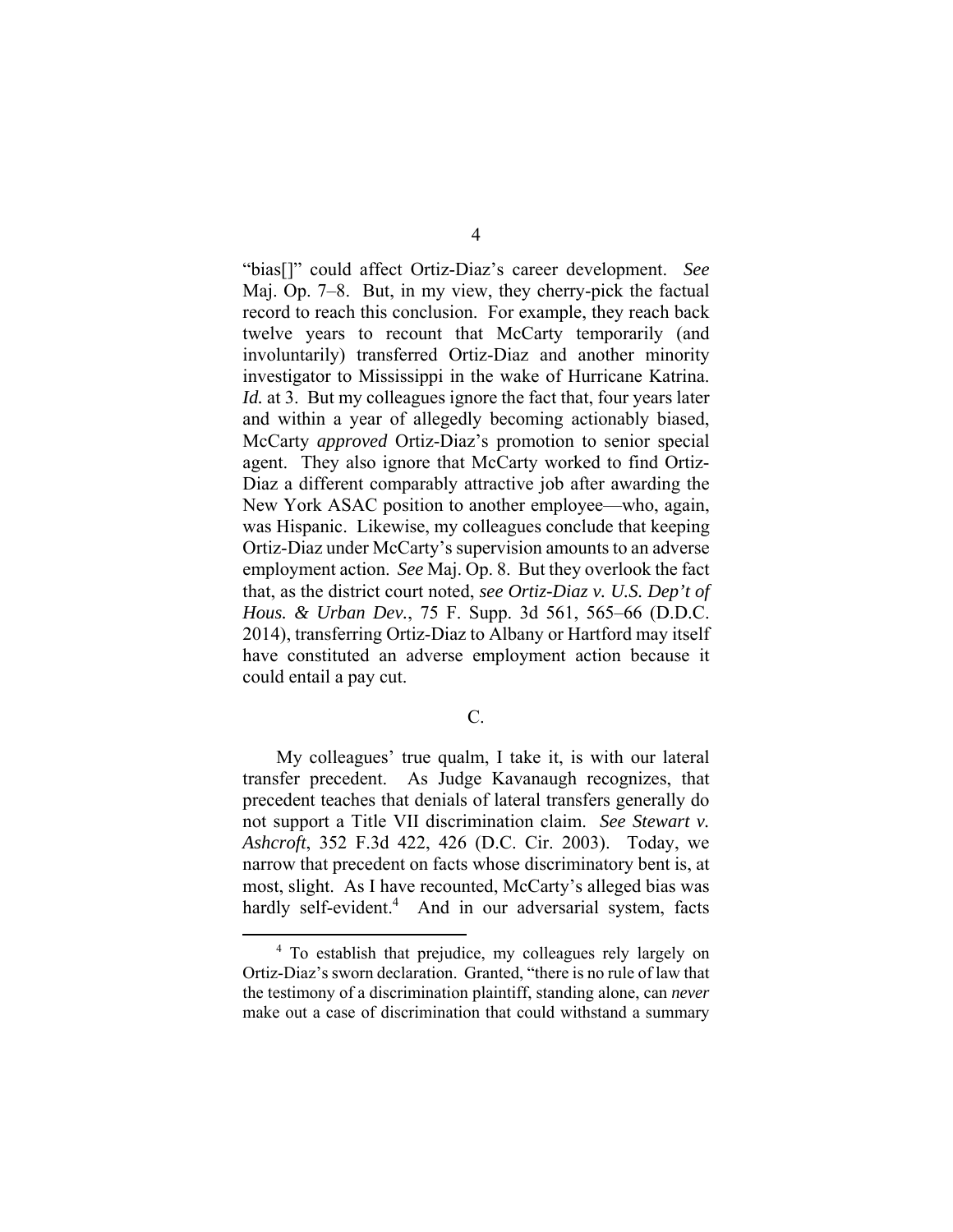"bias[]" could affect Ortiz-Diaz's career development. *See* Maj. Op. 7–8. But, in my view, they cherry-pick the factual record to reach this conclusion. For example, they reach back twelve years to recount that McCarty temporarily (and involuntarily) transferred Ortiz-Diaz and another minority investigator to Mississippi in the wake of Hurricane Katrina. *Id.* at 3. But my colleagues ignore the fact that, four years later and within a year of allegedly becoming actionably biased, McCarty *approved* Ortiz-Diaz's promotion to senior special agent. They also ignore that McCarty worked to find Ortiz-Diaz a different comparably attractive job after awarding the New York ASAC position to another employee—who, again, was Hispanic. Likewise, my colleagues conclude that keeping Ortiz-Diaz under McCarty's supervision amounts to an adverse employment action. *See* Maj. Op. 8. But they overlook the fact that, as the district court noted, *see Ortiz-Diaz v. U.S. Dep't of Hous. & Urban Dev.*, 75 F. Supp. 3d 561, 565–66 (D.D.C. 2014), transferring Ortiz-Diaz to Albany or Hartford may itself have constituted an adverse employment action because it could entail a pay cut.

C.

My colleagues' true qualm, I take it, is with our lateral transfer precedent. As Judge Kavanaugh recognizes, that precedent teaches that denials of lateral transfers generally do not support a Title VII discrimination claim. *See Stewart v. Ashcroft*, 352 F.3d 422, 426 (D.C. Cir. 2003). Today, we narrow that precedent on facts whose discriminatory bent is, at most, slight. As I have recounted, McCarty's alleged bias was hardly self-evident.[4] And in our adversarial system, facts

[4] To establish that prejudice, my colleagues rely largely on Ortiz-Diaz's sworn declaration. Granted, "there is no rule of law that the testimony of a discrimination plaintiff, standing alone, can *never* make out a case of discrimination that could withstand a summary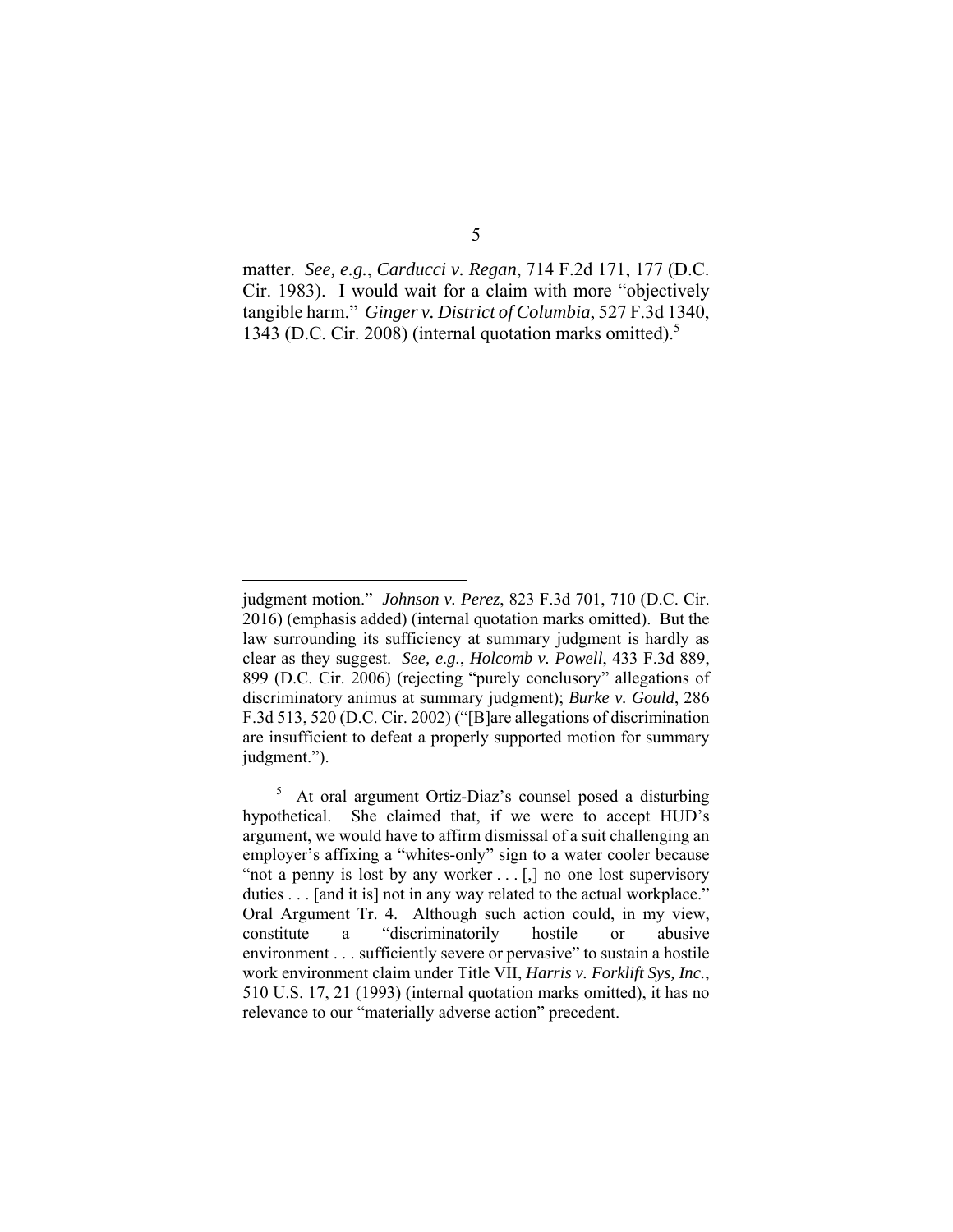matter. *See, e.g.*, *Carducci v. Regan*, 714 F.2d 171, 177 (D.C. Cir. 1983). I would wait for a claim with more "objectively tangible harm." *Ginger v. District of Columbia*, 527 F.3d 1340, 1343 (D.C. Cir. 2008) (internal quotation marks omitted).[5]

---

judgment motion." *Johnson v. Perez*, 823 F.3d 701, 710 (D.C. Cir. 2016) (emphasis added) (internal quotation marks omitted). But the law surrounding its sufficiency at summary judgment is hardly as clear as they suggest. *See, e.g.*, *Holcomb v. Powell*, 433 F.3d 889, 899 (D.C. Cir. 2006) (rejecting "purely conclusory" allegations of discriminatory animus at summary judgment); *Burke v. Gould*, 286 F.3d 513, 520 (D.C. Cir. 2002) ("[B]are allegations of discrimination are insufficient to defeat a properly supported motion for summary judgment.").

[5] At oral argument Ortiz-Diaz's counsel posed a disturbing hypothetical. She claimed that, if we were to accept HUD's argument, we would have to affirm dismissal of a suit challenging an employer's affixing a "whites-only" sign to a water cooler because "not a penny is lost by any worker . . . [,] no one lost supervisory duties . . . [and it is] not in any way related to the actual workplace." Oral Argument Tr. 4. Although such action could, in my view, constitute a "discriminatorily hostile or abusive environment . . . sufficiently severe or pervasive" to sustain a hostile work environment claim under Title VII, *Harris v. Forklift Sys, Inc.*, 510 U.S. 17, 21 (1993) (internal quotation marks omitted), it has no relevance to our "materially adverse action" precedent.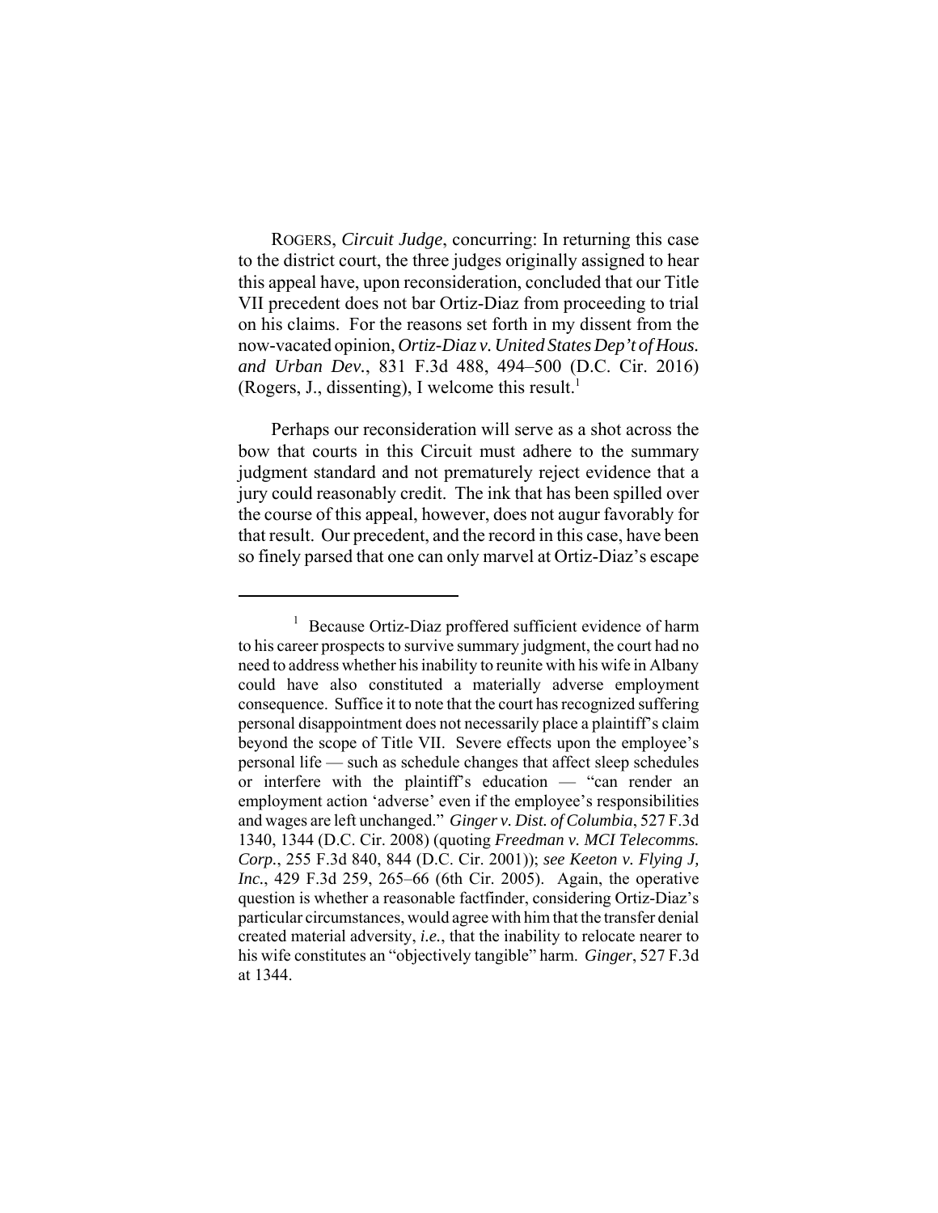ROGERS, *Circuit Judge*, concurring: In returning this case to the district court, the three judges originally assigned to hear this appeal have, upon reconsideration, concluded that our Title VII precedent does not bar Ortiz-Diaz from proceeding to trial on his claims. For the reasons set forth in my dissent from the now-vacated opinion, *Ortiz-Diaz v. United States Dep't of Hous. and Urban Dev.*, 831 F.3d 488, 494–500 (D.C. Cir. 2016) (Rogers, J., dissenting), I welcome this result.[1]

Perhaps our reconsideration will serve as a shot across the bow that courts in this Circuit must adhere to the summary judgment standard and not prematurely reject evidence that a jury could reasonably credit. The ink that has been spilled over the course of this appeal, however, does not augur favorably for that result. Our precedent, and the record in this case, have been so finely parsed that one can only marvel at Ortiz-Diaz's escape

---

[1] Because Ortiz-Diaz proffered sufficient evidence of harm to his career prospects to survive summary judgment, the court had no need to address whether his inability to reunite with his wife in Albany could have also constituted a materially adverse employment consequence. Suffice it to note that the court has recognized suffering personal disappointment does not necessarily place a plaintiff's claim beyond the scope of Title VII. Severe effects upon the employee's personal life — such as schedule changes that affect sleep schedules or interfere with the plaintiff's education — "can render an employment action 'adverse' even if the employee's responsibilities and wages are left unchanged." *Ginger v. Dist. of Columbia*, 527 F.3d 1340, 1344 (D.C. Cir. 2008) (quoting *Freedman v. MCI Telecomms. Corp.*, 255 F.3d 840, 844 (D.C. Cir. 2001)); *see Keeton v. Flying J, Inc.*, 429 F.3d 259, 265–66 (6th Cir. 2005). Again, the operative question is whether a reasonable factfinder, considering Ortiz-Diaz's particular circumstances, would agree with him that the transfer denial created material adversity, *i.e.*, that the inability to relocate nearer to his wife constitutes an "objectively tangible" harm. *Ginger*, 527 F.3d at 1344.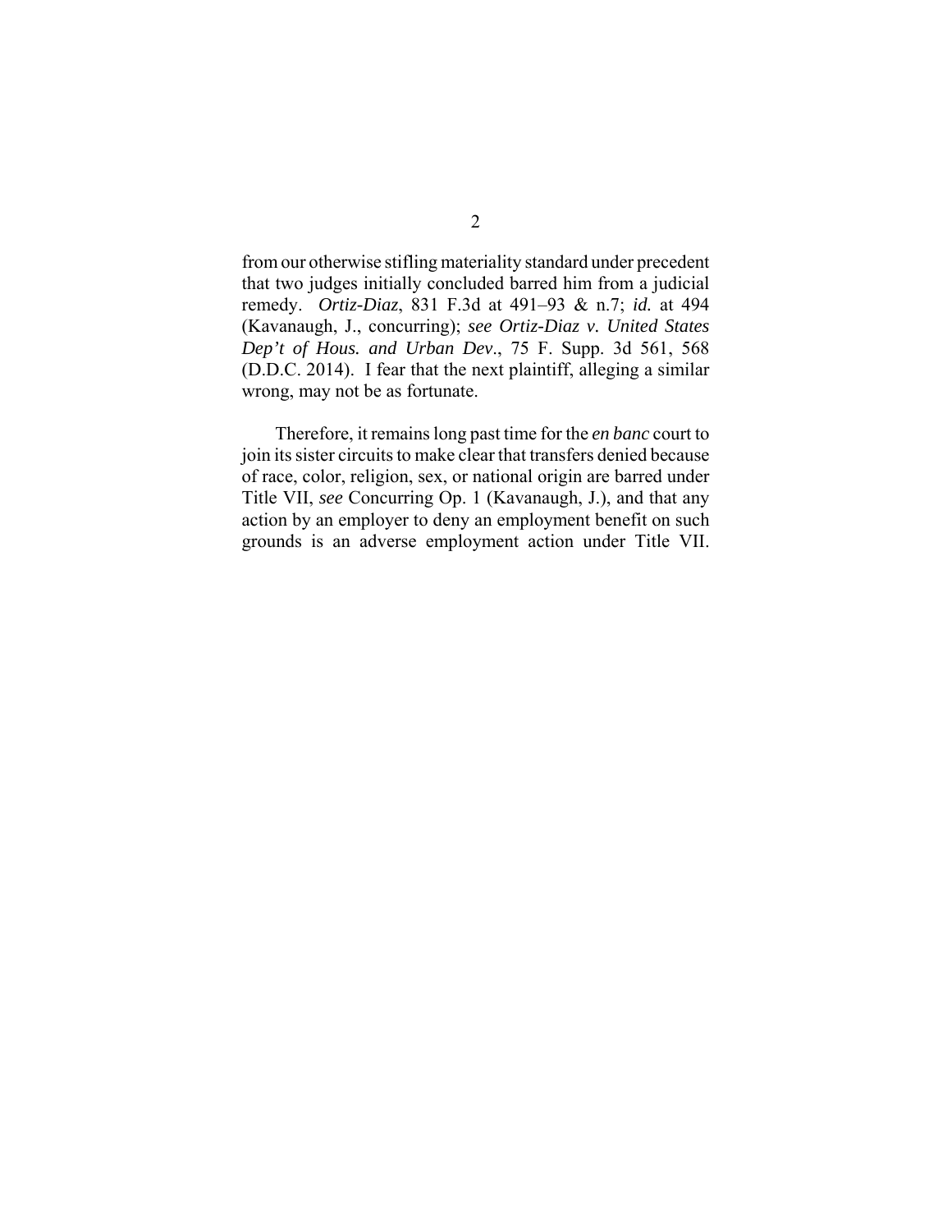from our otherwise stifling materiality standard under precedent that two judges initially concluded barred him from a judicial remedy. *Ortiz-Diaz*, 831 F.3d at 491–93 & n.7; *id.* at 494 (Kavanaugh, J., concurring); *see Ortiz-Diaz v. United States Dep't of Hous. and Urban Dev*., 75 F. Supp. 3d 561, 568 (D.D.C. 2014). I fear that the next plaintiff, alleging a similar wrong, may not be as fortunate.

Therefore, it remains long past time for the *en banc* court to join its sister circuits to make clear that transfers denied because of race, color, religion, sex, or national origin are barred under Title VII, *see* Concurring Op. 1 (Kavanaugh, J.), and that any action by an employer to deny an employment benefit on such grounds is an adverse employment action under Title VII.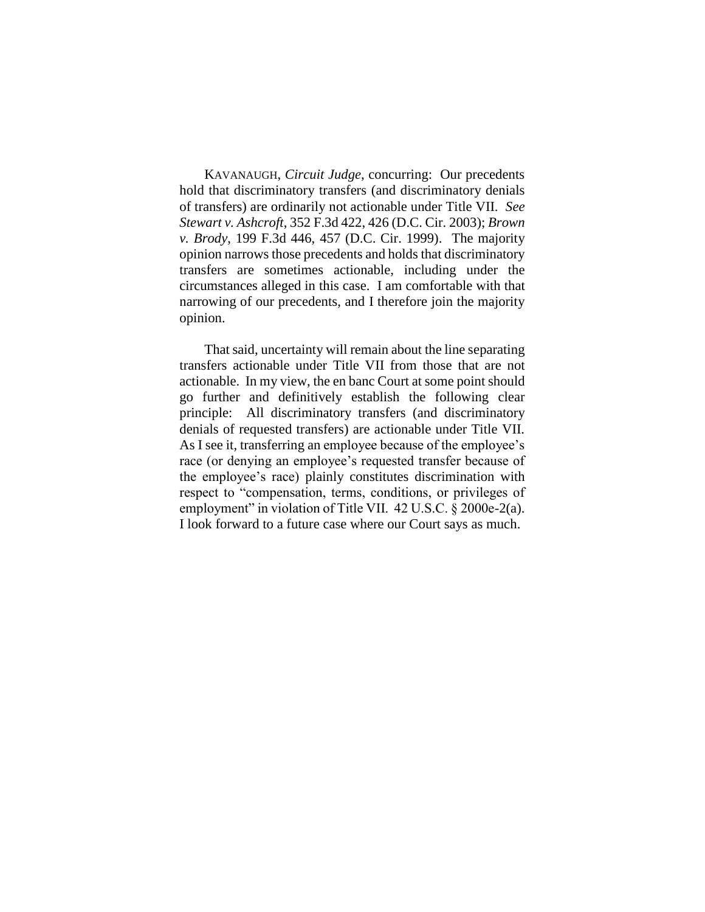KAVANAUGH, *Circuit Judge*, concurring: Our precedents hold that discriminatory transfers (and discriminatory denials of transfers) are ordinarily not actionable under Title VII. *See Stewart v. Ashcroft*, 352 F.3d 422, 426 (D.C. Cir. 2003); *Brown v. Brody*, 199 F.3d 446, 457 (D.C. Cir. 1999). The majority opinion narrows those precedents and holds that discriminatory transfers are sometimes actionable, including under the circumstances alleged in this case. I am comfortable with that narrowing of our precedents, and I therefore join the majority opinion.

That said, uncertainty will remain about the line separating transfers actionable under Title VII from those that are not actionable. In my view, the en banc Court at some point should go further and definitively establish the following clear principle: All discriminatory transfers (and discriminatory denials of requested transfers) are actionable under Title VII. As I see it, transferring an employee because of the employee's race (or denying an employee's requested transfer because of the employee's race) plainly constitutes discrimination with respect to "compensation, terms, conditions, or privileges of employment" in violation of Title VII. 42 U.S.C. § 2000e-2(a). I look forward to a future case where our Court says as much.